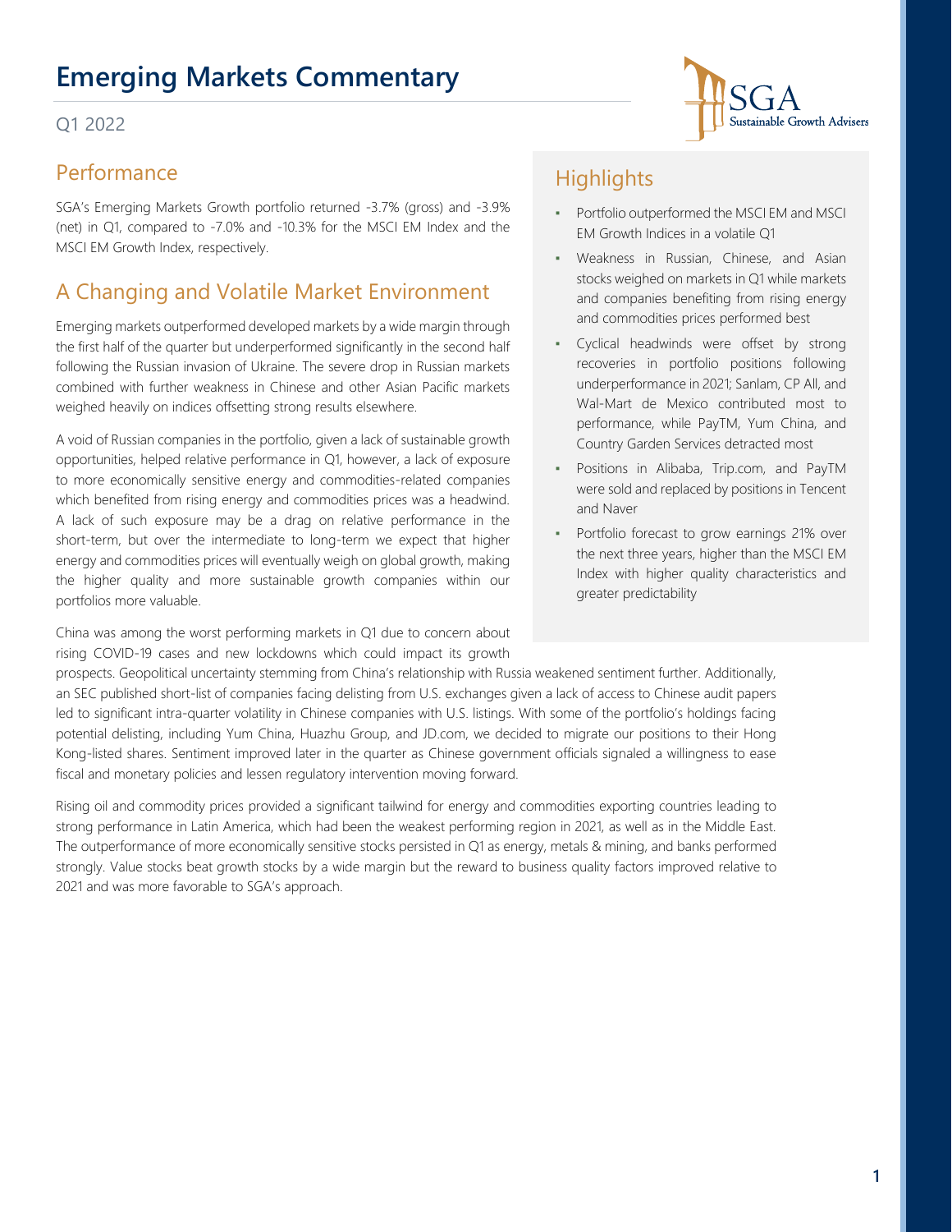# Emerging Markets Commentary

Q1 2022

## Performance

SGA's Emerging Markets Growth portfolio returned -3.7% (gross) and -3.9% (net) in Q1, compared to -7.0% and -10.3% for the MSCI EM Index and the MSCI EM Growth Index, respectively.

## Highlights

- Portfolio outperformed the MSCI EM and MSCI EM Growth Indices in a volatile Q1
- Weakness in Russian, Chinese, and Asian stocks weighed on markets in Q1 while markets and companies benefiting from rising energy and commodities prices performed best
- Cyclical headwinds were offset by strong recoveries in portfolio positions following underperformance in 2021; Sanlam, CP All, and Wal-Mart de Mexico contributed most to performance, while PayTM, Yum China, and Country Garden Services detracted most
- Positions in Alibaba, Trip.com, and PayTM were sold and replaced by positions in Tencent and Naver
- Portfolio forecast to grow earnings 21% over the next three years, higher than the MSCI EM Index with higher quality characteristics and greater predictability

## A Changing and Volatile Market Environment

Emerging markets outperformed developed markets by a wide margin through the first half of the quarter but underperformed significantly in the second half following the Russian invasion of Ukraine. The severe drop in Russian markets combined with further weakness in Chinese and other Asian Pacific markets weighed heavily on indices offsetting strong results elsewhere.

A void of Russian companies in the portfolio, given a lack of sustainable growth opportunities, helped relative performance in Q1, however, a lack of exposure to more economically sensitive energy and commodities-related companies which benefited from rising energy and commodities prices was a headwind. A lack of such exposure may be a drag on relative performance in the short-term, but over the intermediate to long-term we expect that higher energy and commodities prices will eventually weigh on global growth, making the higher quality and more sustainable growth companies within our portfolios more valuable.

China was among the worst performing markets in Q1 due to concern about rising COVID-19 cases and new lockdowns which could impact its growth prospects. Geopolitical uncertainty stemming from China's relationship with Russia weakened sentiment further. Additionally, an SEC published short-list of companies facing delisting from U.S. exchanges given a lack of access to Chinese audit papers led to significant intra-quarter volatility in Chinese companies with U.S. listings. With some of the portfolio's holdings facing potential delisting, including Yum China, Huazhu Group, and JD.com, we decided to migrate our positions to their Hong Kong-listed shares. Sentiment improved later in the quarter as Chinese government officials signaled a willingness to ease fiscal and monetary policies and lessen regulatory intervention moving forward.

Rising oil and commodity prices provided a significant tailwind for energy and commodities exporting countries leading to strong performance in Latin America, which had been the weakest performing region in 2021, as well as in the Middle East. The outperformance of more economically sensitive stocks persisted in Q1 as energy, metals & mining, and banks performed strongly. Value stocks beat growth stocks by a wide margin but the reward to business quality factors improved relative to 2021 and was more favorable to SGA's approach.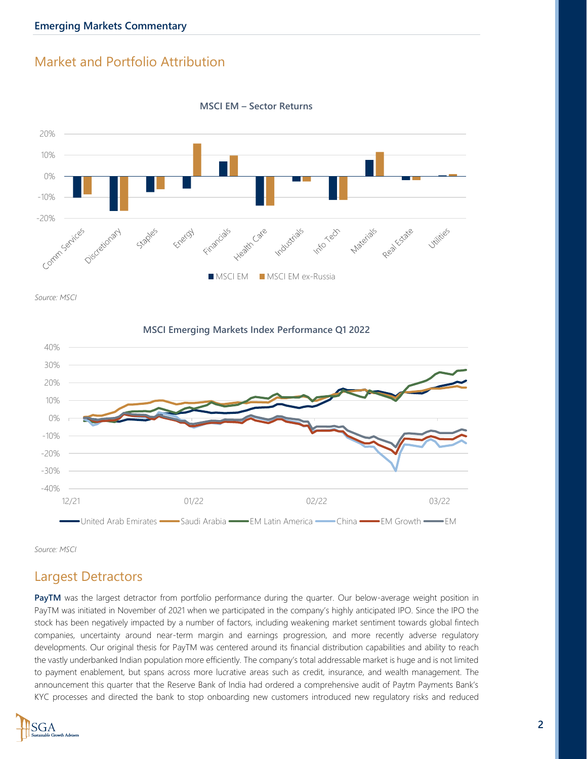## Market and Portfolio Attribution

**MSCI EM – Sector Returns**

*Source: MSCI*

**MSCI Emerging Markets Index Performance Q1 2022**

*Source: MSCI*

## Largest Detractors

**PayTM** was the largest detractor from portfolio performance during the quarter. Our below-average weight position in PayTM was initiated in November of 2021 when we participated in the company's highly anticipated IPO. Since the IPO the stock has been negatively impacted by a number of factors, including weakening market sentiment towards global fintech companies, uncertainty around near-term margin and earnings progression, and more recently adverse regulatory developments. Our original thesis for PayTM was centered around its financial distribution capabilities and ability to reach the vastly underbanked Indian population more efficiently. The company's total addressable market is huge and is not limited to payment enablement, but spans across more lucrative areas such as credit, insurance, and wealth management. The announcement this quarter that the Reserve Bank of India had ordered a comprehensive audit of Paytm Payments Bank's KYC processes and directed the bank to stop onboarding new customers introduced new regulatory risks and reduced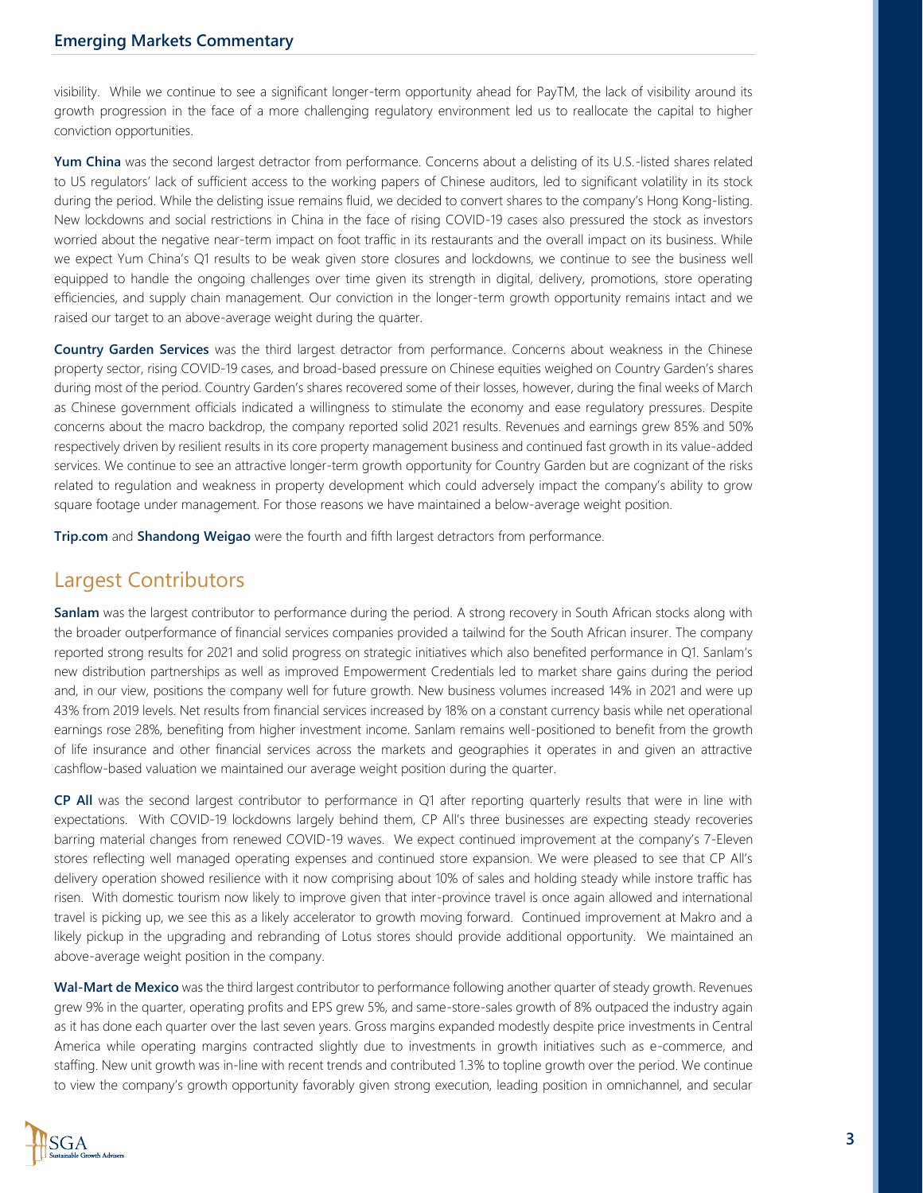visibility. While we continue to see a significant longer-term opportunity ahead for PayTM, the lack of visibility around its growth progression in the face of a more challenging regulatory environment led us to reallocate the capital to higher conviction opportunities.

**Yum China** was the second largest detractor from performance. Concerns about a delisting of its U.S.-listed shares related to US regulators' lack of sufficient access to the working papers of Chinese auditors, led to significant volatility in its stock during the period. While the delisting issue remains fluid, we decided to convert shares to the company's Hong Kong-listing. New lockdowns and social restrictions in China in the face of rising COVID-19 cases also pressured the stock as investors worried about the negative near-term impact on foot traffic in its restaurants and the overall impact on its business. While we expect Yum China's Q1 results to be weak given store closures and lockdowns, we continue to see the business well equipped to handle the ongoing challenges over time given its strength in digital, delivery, promotions, store operating efficiencies, and supply chain management. Our conviction in the longer-term growth opportunity remains intact and we raised our target to an above-average weight during the quarter.

**Country Garden Services** was the third largest detractor from performance. Concerns about weakness in the Chinese property sector, rising COVID-19 cases, and broad-based pressure on Chinese equities weighed on Country Garden's shares during most of the period. Country Garden's shares recovered some of their losses, however, during the final weeks of March as Chinese government officials indicated a willingness to stimulate the economy and ease regulatory pressures. Despite concerns about the macro backdrop, the company reported solid 2021 results. Revenues and earnings grew 85% and 50% respectively driven by resilient results in its core property management business and continued fast growth in its value-added services. We continue to see an attractive longer-term growth opportunity for Country Garden but are cognizant of the risks related to regulation and weakness in property development which could adversely impact the company's ability to grow square footage under management. For those reasons we have maintained a below-average weight position.

**Trip.com** and **Shandong Weigao** were the fourth and fifth largest detractors from performance.

## Largest Contributors

**Sanlam** was the largest contributor to performance during the period. A strong recovery in South African stocks along with the broader outperformance of financial services companies provided a tailwind for the South African insurer. The company reported strong results for 2021 and solid progress on strategic initiatives which also benefited performance in Q1. Sanlam's new distribution partnerships as well as improved Empowerment Credentials led to market share gains during the period and, in our view, positions the company well for future growth. New business volumes increased 14% in 2021 and were up 43% from 2019 levels. Net results from financial services increased by 18% on a constant currency basis while net operational earnings rose 28%, benefiting from higher investment income. Sanlam remains well-positioned to benefit from the growth of life insurance and other financial services across the markets and geographies it operates in and given an attractive cashflow-based valuation we maintained our average weight position during the quarter.

**CP All** was the second largest contributor to performance in Q1 after reporting quarterly results that were in line with expectations. With COVID-19 lockdowns largely behind them, CP All's three businesses are expecting steady recoveries barring material changes from renewed COVID-19 waves. We expect continued improvement at the company's 7-Eleven stores reflecting well managed operating expenses and continued store expansion. We were pleased to see that CP All's delivery operation showed resilience with it now comprising about 10% of sales and holding steady while instore traffic has risen. With domestic tourism now likely to improve given that inter-province travel is once again allowed and international travel is picking up, we see this as a likely accelerator to growth moving forward. Continued improvement at Makro and a likely pickup in the upgrading and rebranding of Lotus stores should provide additional opportunity. We maintained an above-average weight position in the company.

**Wal-Mart de Mexico** was the third largest contributor to performance following another quarter of steady growth. Revenues grew 9% in the quarter, operating profits and EPS grew 5%, and same-store-sales growth of 8% outpaced the industry again as it has done each quarter over the last seven years. Gross margins expanded modestly despite price investments in Central America while operating margins contracted slightly due to investments in growth initiatives such as e-commerce, and staffing. New unit growth was in-line with recent trends and contributed 1.3% to topline growth over the period. We continue to view the company's growth opportunity favorably given strong execution, leading position in omnichannel, and secular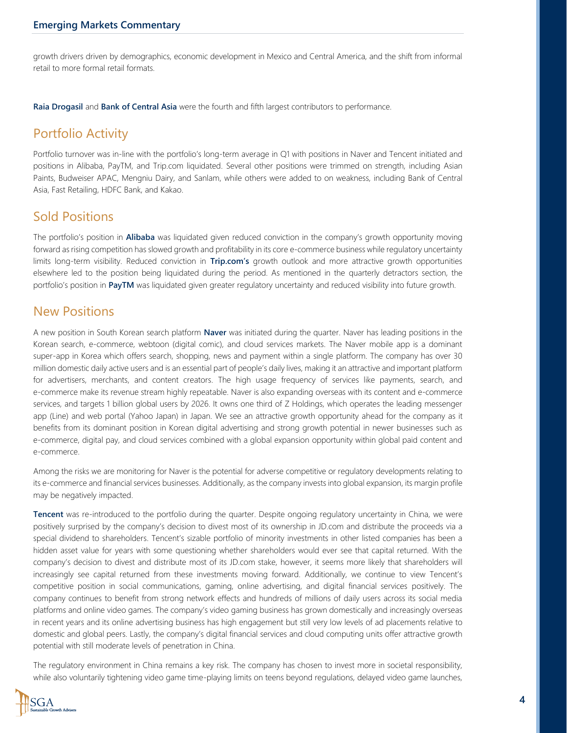growth drivers driven by demographics, economic development in Mexico and Central America, and the shift from informal retail to more formal retail formats.

**Raia Drogasil** and **Bank of Central Asia** were the fourth and fifth largest contributors to performance.

## Portfolio Activity

Portfolio turnover was in-line with the portfolio's long-term average in Q1 with positions in Naver and Tencent initiated and positions in Alibaba, PayTM, and Trip.com liquidated. Several other positions were trimmed on strength, including Asian Paints, Budweiser APAC, Mengniu Dairy, and Sanlam, while others were added to on weakness, including Bank of Central Asia, Fast Retailing, HDFC Bank, and Kakao.

## Sold Positions

The portfolio's position in **Alibaba** was liquidated given reduced conviction in the company's growth opportunity moving forward as rising competition has slowed growth and profitability in its core e-commerce business while regulatory uncertainty limits long-term visibility. Reduced conviction in **Trip.com's** growth outlook and more attractive growth opportunities elsewhere led to the position being liquidated during the period. As mentioned in the quarterly detractors section, the portfolio's position in **PayTM** was liquidated given greater regulatory uncertainty and reduced visibility into future growth.

## New Positions

A new position in South Korean search platform **Naver** was initiated during the quarter. Naver has leading positions in the Korean search, e-commerce, webtoon (digital comic), and cloud services markets. The Naver mobile app is a dominant super-app in Korea which offers search, shopping, news and payment within a single platform. The company has over 30 million domestic daily active users and is an essential part of people's daily lives, making it an attractive and important platform for advertisers, merchants, and content creators. The high usage frequency of services like payments, search, and e-commerce make its revenue stream highly repeatable. Naver is also expanding overseas with its content and e-commerce services, and targets 1 billion global users by 2026. It owns one third of Z Holdings, which operates the leading messenger app (Line) and web portal (Yahoo Japan) in Japan. We see an attractive growth opportunity ahead for the company as it benefits from its dominant position in Korean digital advertising and strong growth potential in newer businesses such as e-commerce, digital pay, and cloud services combined with a global expansion opportunity within global paid content and e-commerce.

Among the risks we are monitoring for Naver is the potential for adverse competitive or regulatory developments relating to its e-commerce and financial services businesses. Additionally, as the company invests into global expansion, its margin profile may be negatively impacted.

**Tencent** was re-introduced to the portfolio during the quarter. Despite ongoing regulatory uncertainty in China, we were positively surprised by the company's decision to divest most of its ownership in JD.com and distribute the proceeds via a special dividend to shareholders. Tencent's sizable portfolio of minority investments in other listed companies has been a hidden asset value for years with some questioning whether shareholders would ever see that capital returned. With the company's decision to divest and distribute most of its JD.com stake, however, it seems more likely that shareholders will increasingly see capital returned from these investments moving forward. Additionally, we continue to view Tencent's competitive position in social communications, gaming, online advertising, and digital financial services positively. The company continues to benefit from strong network effects and hundreds of millions of daily users across its social media platforms and online video games. The company's video gaming business has grown domestically and increasingly overseas in recent years and its online advertising business has high engagement but still very low levels of ad placements relative to domestic and global peers. Lastly, the company's digital financial services and cloud computing units offer attractive growth potential with still moderate levels of penetration in China.

The regulatory environment in China remains a key risk. The company has chosen to invest more in societal responsibility, while also voluntarily tightening video game time-playing limits on teens beyond regulations, delayed video game launches,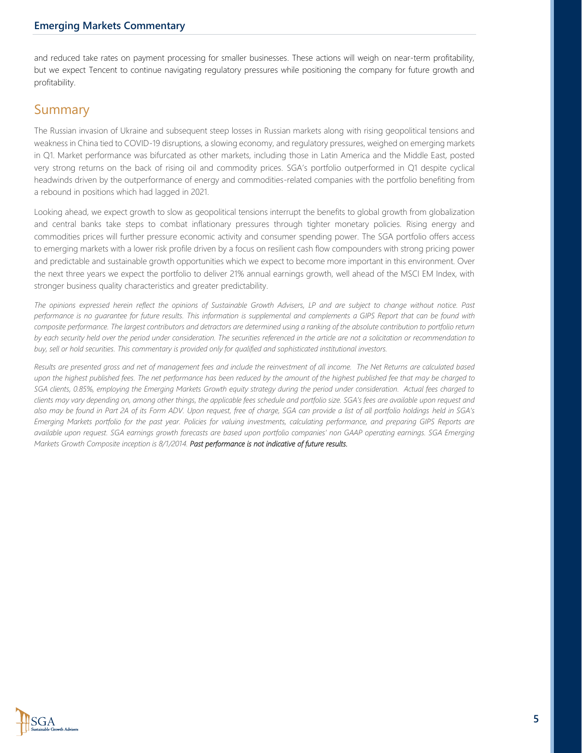and reduced take rates on payment processing for smaller businesses. These actions will weigh on near-term profitability, but we expect Tencent to continue navigating regulatory pressures while positioning the company for future growth and profitability.

## Summary

The Russian invasion of Ukraine and subsequent steep losses in Russian markets along with rising geopolitical tensions and weakness in China tied to COVID-19 disruptions, a slowing economy, and regulatory pressures, weighed on emerging markets in Q1. Market performance was bifurcated as other markets, including those in Latin America and the Middle East, posted very strong returns on the back of rising oil and commodity prices. SGA's portfolio outperformed in Q1 despite cyclical headwinds driven by the outperformance of energy and commodities-related companies with the portfolio benefiting from a rebound in positions which had lagged in 2021.

Looking ahead, we expect growth to slow as geopolitical tensions interrupt the benefits to global growth from globalization and central banks take steps to combat inflationary pressures through tighter monetary policies. Rising energy and commodities prices will further pressure economic activity and consumer spending power. The SGA portfolio offers access to emerging markets with a lower risk profile driven by a focus on resilient cash flow compounders with strong pricing power and predictable and sustainable growth opportunities which we expect to become more important in this environment. Over the next three years we expect the portfolio to deliver 21% annual earnings growth, well ahead of the MSCI EM Index, with stronger business quality characteristics and greater predictability.

*The opinions expressed herein reflect the opinions of Sustainable Growth Advisers, LP and are subject to change without notice. Past performance is no guarantee for future results. This information is supplemental and complements a GIPS Report that can be found with composite performance. The largest contributors and detractors are determined using a ranking of the absolute contribution to portfolio return by each security held over the period under consideration. The securities referenced in the article are not a solicitation or recommendation to buy, sell or hold securities. This commentary is provided only for qualified and sophisticated institutional investors.*

*Results are presented gross and net of management fees and include the reinvestment of all income. The Net Returns are calculated based upon the highest published fees. The net performance has been reduced by the amount of the highest published fee that may be charged to SGA clients, 0.85%, employing the Emerging Markets Growth equity strategy during the period under consideration. Actual fees charged to clients may vary depending on, among other things, the applicable fees schedule and portfolio size. SGA's fees are available upon request and also may be found in Part 2A of its Form ADV. Upon request, free of charge, SGA can provide a list of all portfolio holdings held in SGA's Emerging Markets portfolio for the past year. Policies for valuing investments, calculating performance, and preparing GIPS Reports are available upon request. SGA earnings growth forecasts are based upon portfolio companies' non GAAP operating earnings. SGA Emerging Markets Growth Composite inception is 8/1/2014.* ***Past performance is not indicative of future results.***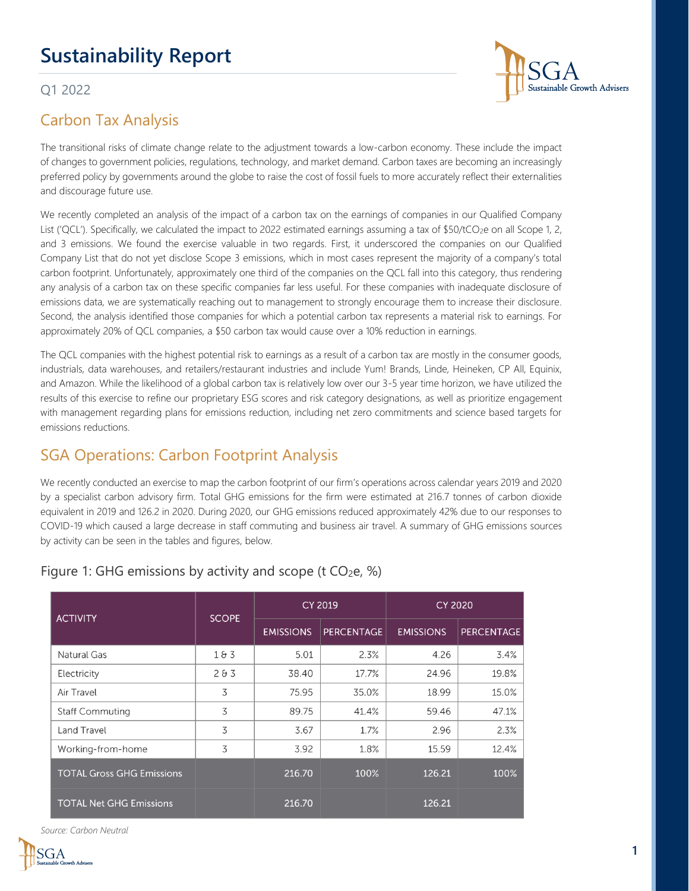# Sustainability Report

Q1 2022

## Carbon Tax Analysis

The transitional risks of climate change relate to the adjustment towards a low-carbon economy. These include the impact of changes to government policies, regulations, technology, and market demand. Carbon taxes are becoming an increasingly preferred policy by governments around the globe to raise the cost of fossil fuels to more accurately reflect their externalities and discourage future use.

We recently completed an analysis of the impact of a carbon tax on the earnings of companies in our Qualified Company List ('QCL'). Specifically, we calculated the impact to 2022 estimated earnings assuming a tax of \$50/t$CO_2$e on all Scope 1, 2, and 3 emissions. We found the exercise valuable in two regards. First, it underscored the companies on our Qualified Company List that do not yet disclose Scope 3 emissions, which in most cases represent the majority of a company's total carbon footprint. Unfortunately, approximately one third of the companies on the QCL fall into this category, thus rendering any analysis of a carbon tax on these specific companies far less useful. For these companies with inadequate disclosure of emissions data, we are systematically reaching out to management to strongly encourage them to increase their disclosure. Second, the analysis identified those companies for which a potential carbon tax represents a material risk to earnings. For approximately 20% of QCL companies, a \$50 carbon tax would cause over a 10% reduction in earnings.

The QCL companies with the highest potential risk to earnings as a result of a carbon tax are mostly in the consumer goods, industrials, data warehouses, and retailers/restaurant industries and include Yum! Brands, Linde, Heineken, CP All, Equinix, and Amazon. While the likelihood of a global carbon tax is relatively low over our 3-5 year time horizon, we have utilized the results of this exercise to refine our proprietary ESG scores and risk category designations, as well as prioritize engagement with management regarding plans for emissions reduction, including net zero commitments and science based targets for emissions reductions.

## SGA Operations: Carbon Footprint Analysis

We recently conducted an exercise to map the carbon footprint of our firm's operations across calendar years 2019 and 2020 by a specialist carbon advisory firm. Total GHG emissions for the firm were estimated at 216.7 tonnes of carbon dioxide equivalent in 2019 and 126.2 in 2020. During 2020, our GHG emissions reduced approximately 42% due to our responses to COVID-19 which caused a large decrease in staff commuting and business air travel. A summary of GHG emissions sources by activity can be seen in the tables and figures, below.

### Figure 1: GHG emissions by activity and scope (t $CO_2$e, %)

| ACTIVITY | SCOPE | CY 2019 | | CY 2020 | |
|---|---|---|---|---|---|
| | | EMISSIONS | PERCENTAGE | EMISSIONS | PERCENTAGE |
| Natural Gas | 1 & 3 | 5.01 | 2.3% | 4.26 | 3.4% |
| Electricity | 2 & 3 | 38.40 | 17.7% | 24.96 | 19.8% |
| Air Travel | 3 | 75.95 | 35.0% | 18.99 | 15.0% |
| Staff Commuting | 3 | 89.75 | 41.4% | 59.46 | 47.1% |
| Land Travel | 3 | 3.67 | 1.7% | 2.96 | 2.3% |
| Working-from-home | 3 | 3.92 | 1.8% | 15.59 | 12.4% |
| TOTAL Gross GHG Emissions | | 216.70 | 100% | 126.21 | 100% |
| TOTAL Net GHG Emissions | | 216.70 | | 126.21 | |

*Source: Carbon Neutral*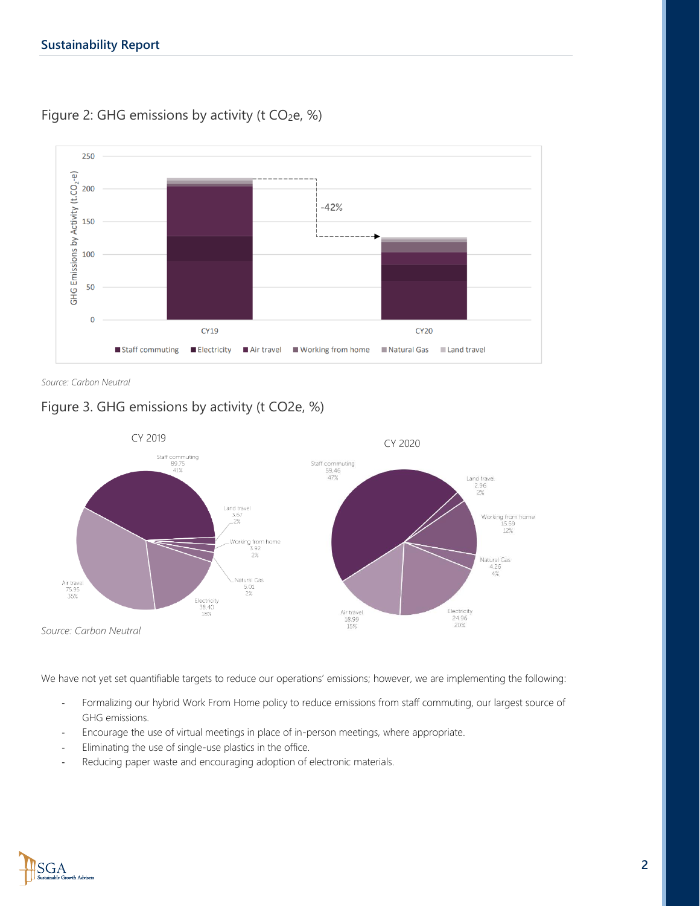Figure 2: GHG emissions by activity (t $CO_2$e, %)

*Source: Carbon Neutral*

Figure 3. GHG emissions by activity (t CO2e, %)

*Source: Carbon Neutral*

We have not yet set quantifiable targets to reduce our operations' emissions; however, we are implementing the following:

- Formalizing our hybrid Work From Home policy to reduce emissions from staff commuting, our largest source of GHG emissions.
- Encourage the use of virtual meetings in place of in-person meetings, where appropriate.
- Eliminating the use of single-use plastics in the office.
- Reducing paper waste and encouraging adoption of electronic materials.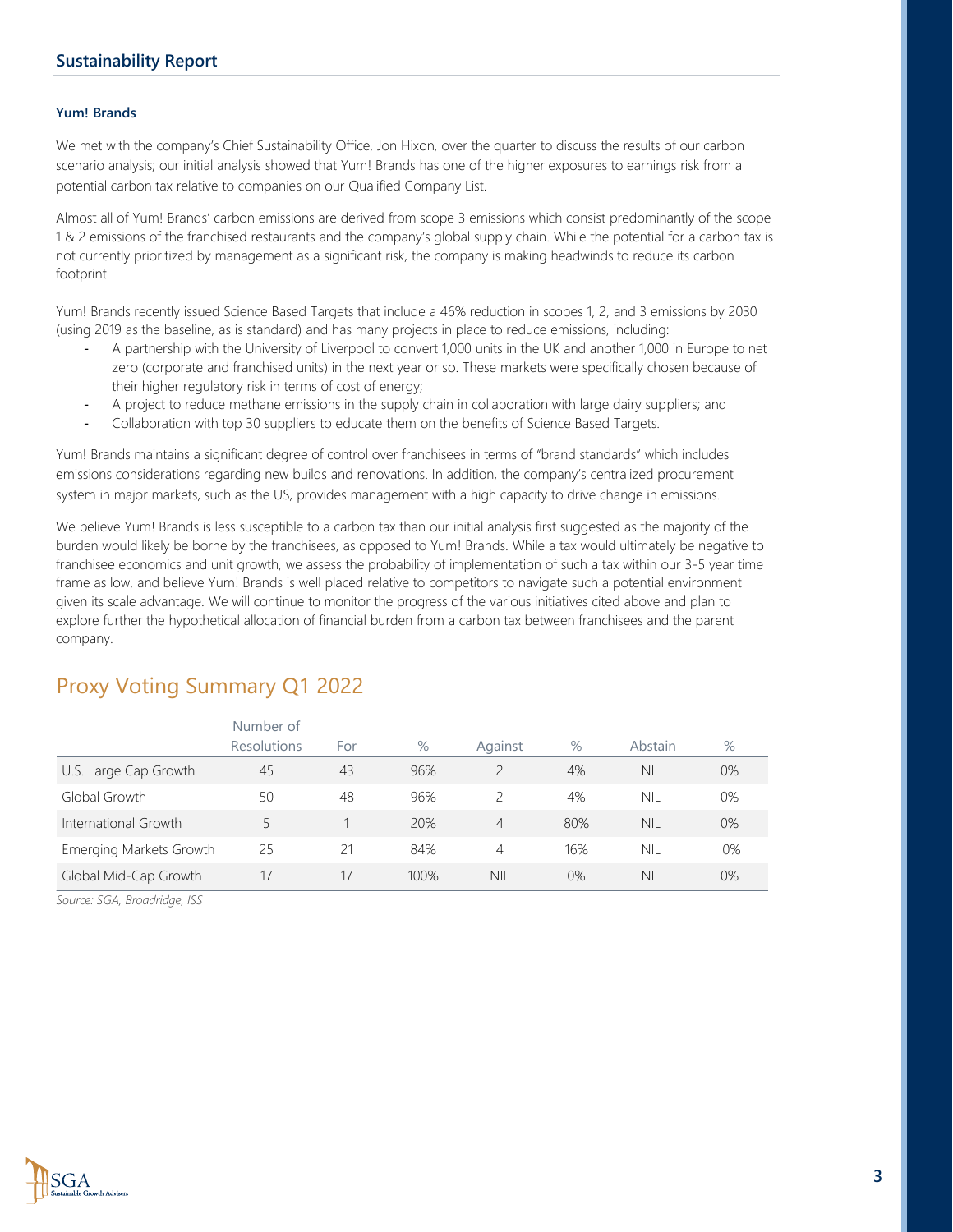### Yum! Brands

We met with the company's Chief Sustainability Office, Jon Hixon, over the quarter to discuss the results of our carbon scenario analysis; our initial analysis showed that Yum! Brands has one of the higher exposures to earnings risk from a potential carbon tax relative to companies on our Qualified Company List.

Almost all of Yum! Brands' carbon emissions are derived from scope 3 emissions which consist predominantly of the scope 1 & 2 emissions of the franchised restaurants and the company's global supply chain. While the potential for a carbon tax is not currently prioritized by management as a significant risk, the company is making headwinds to reduce its carbon footprint.

Yum! Brands recently issued Science Based Targets that include a 46% reduction in scopes 1, 2, and 3 emissions by 2030 (using 2019 as the baseline, as is standard) and has many projects in place to reduce emissions, including:

- A partnership with the University of Liverpool to convert 1,000 units in the UK and another 1,000 in Europe to net zero (corporate and franchised units) in the next year or so. These markets were specifically chosen because of their higher regulatory risk in terms of cost of energy;
- A project to reduce methane emissions in the supply chain in collaboration with large dairy suppliers; and
- Collaboration with top 30 suppliers to educate them on the benefits of Science Based Targets.

Yum! Brands maintains a significant degree of control over franchisees in terms of "brand standards" which includes emissions considerations regarding new builds and renovations. In addition, the company's centralized procurement system in major markets, such as the US, provides management with a high capacity to drive change in emissions.

We believe Yum! Brands is less susceptible to a carbon tax than our initial analysis first suggested as the majority of the burden would likely be borne by the franchisees, as opposed to Yum! Brands. While a tax would ultimately be negative to franchisee economics and unit growth, we assess the probability of implementation of such a tax within our 3-5 year time frame as low, and believe Yum! Brands is well placed relative to competitors to navigate such a potential environment given its scale advantage. We will continue to monitor the progress of the various initiatives cited above and plan to explore further the hypothetical allocation of financial burden from a carbon tax between franchisees and the parent company.

## Proxy Voting Summary Q1 2022

| | Number of Resolutions | For | % | Against | % | Abstain | % |
|---|---|---|---|---|---|---|---|
| U.S. Large Cap Growth | 45 | 43 | 96% | 2 | 4% | NIL | 0% |
| Global Growth | 50 | 48 | 96% | 2 | 4% | NIL | 0% |
| International Growth | 5 | 1 | 20% | 4 | 80% | NIL | 0% |
| Emerging Markets Growth | 25 | 21 | 84% | 4 | 16% | NIL | 0% |
| Global Mid-Cap Growth | 17 | 17 | 100% | NIL | 0% | NIL | 0% |

*Source: SGA, Broadridge, ISS*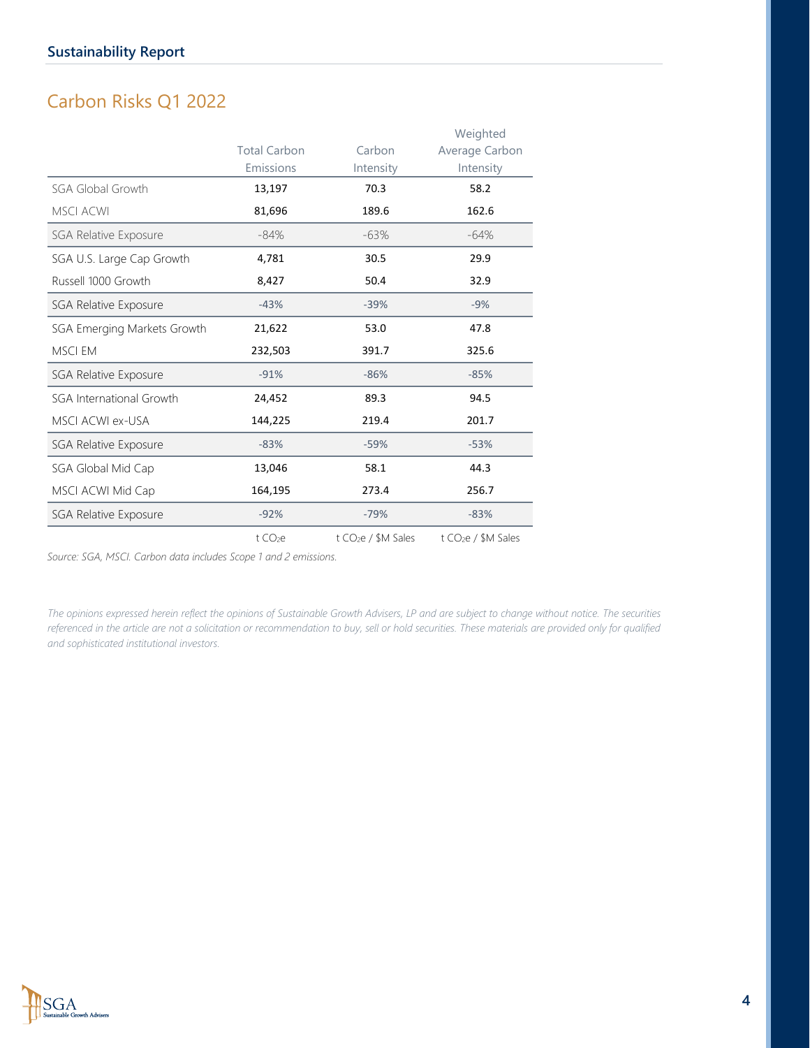## Sustainability Report

## Carbon Risks Q1 2022

| | Total Carbon Emissions | Carbon Intensity | Weighted Average Carbon Intensity |
|---|---|---|---|
| SGA Global Growth | 13,197 | 70.3 | 58.2 |
| MSCI ACWI | 81,696 | 189.6 | 162.6 |
| SGA Relative Exposure | -84% | -63% | -64% |
| SGA U.S. Large Cap Growth | 4,781 | 30.5 | 29.9 |
| Russell 1000 Growth | 8,427 | 50.4 | 32.9 |
| SGA Relative Exposure | -43% | -39% | -9% |
| SGA Emerging Markets Growth | 21,622 | 53.0 | 47.8 |
| MSCI EM | 232,503 | 391.7 | 325.6 |
| SGA Relative Exposure | -91% | -86% | -85% |
| SGA International Growth | 24,452 | 89.3 | 94.5 |
| MSCI ACWI ex-USA | 144,225 | 219.4 | 201.7 |
| SGA Relative Exposure | -83% | -59% | -53% |
| SGA Global Mid Cap | 13,046 | 58.1 | 44.3 |
| MSCI ACWI Mid Cap | 164,195 | 273.4 | 256.7 |
| SGA Relative Exposure | -92% | -79% | -83% |
| | t $CO_2e$ | t $CO_2e$ / $M Sales | t $CO_2e$ / $M Sales |

*Source: SGA, MSCI. Carbon data includes Scope 1 and 2 emissions.*

*The opinions expressed herein reflect the opinions of Sustainable Growth Advisers, LP and are subject to change without notice. The securities referenced in the article are not a solicitation or recommendation to buy, sell or hold securities. These materials are provided only for qualified and sophisticated institutional investors.*